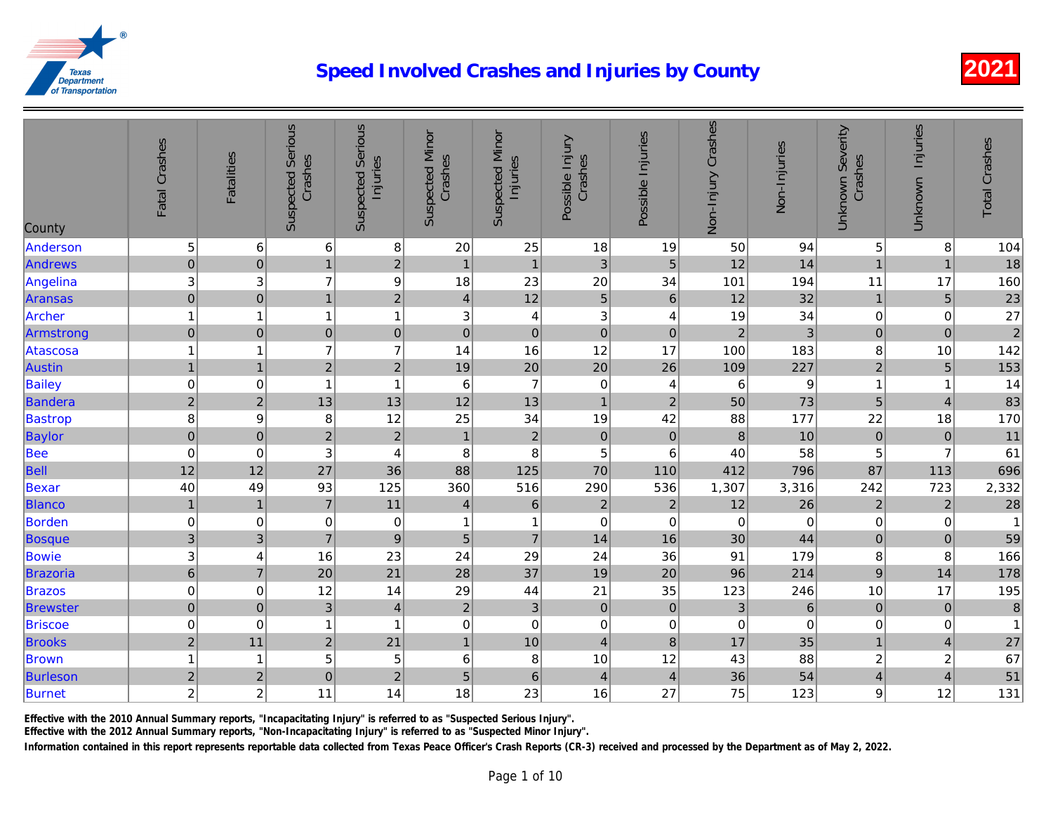# Speed Involved Crashes and Injuries by County

**2021**

| County | Fatal Crashes | Fatalities | Suspected Serious Crashes | Suspected Serious Injuries | Suspected Minor Crashes | Suspected Minor Injuries | Possible Injury Crashes | Possible Injuries | Non-Injury Crashes | Non-Injuries | Unknown Severity Crashes | Unknown Injuries | Total Crashes |
|---|---|---|---|---|---|---|---|---|---|---|---|---|---|
| Anderson | 5 | 6 | 6 | 8 | 20 | 25 | 18 | 19 | 50 | 94 | 5 | 8 | 104 |
| Andrews | 0 | 0 | 1 | 2 | 1 | 1 | 3 | 5 | 12 | 14 | 1 | 1 | 18 |
| Angelina | 3 | 3 | 7 | 9 | 18 | 23 | 20 | 34 | 101 | 194 | 11 | 17 | 160 |
| Aransas | 0 | 0 | 1 | 2 | 4 | 12 | 5 | 6 | 12 | 32 | 1 | 5 | 23 |
| Archer | 1 | 1 | 1 | 1 | 3 | 4 | 3 | 4 | 19 | 34 | 0 | 0 | 27 |
| Armstrong | 0 | 0 | 0 | 0 | 0 | 0 | 0 | 0 | 2 | 3 | 0 | 0 | 2 |
| Atascosa | 1 | 1 | 7 | 7 | 14 | 16 | 12 | 17 | 100 | 183 | 8 | 10 | 142 |
| Austin | 1 | 1 | 2 | 2 | 19 | 20 | 20 | 26 | 109 | 227 | 2 | 5 | 153 |
| Bailey | 0 | 0 | 1 | 1 | 6 | 7 | 0 | 4 | 6 | 9 | 1 | 1 | 14 |
| Bandera | 2 | 2 | 13 | 13 | 12 | 13 | 1 | 2 | 50 | 73 | 5 | 4 | 83 |
| Bastrop | 8 | 9 | 8 | 12 | 25 | 34 | 19 | 42 | 88 | 177 | 22 | 18 | 170 |
| Baylor | 0 | 0 | 2 | 2 | 1 | 2 | 0 | 0 | 8 | 10 | 0 | 0 | 11 |
| Bee | 0 | 0 | 3 | 4 | 8 | 8 | 5 | 6 | 40 | 58 | 5 | 7 | 61 |
| Bell | 12 | 12 | 27 | 36 | 88 | 125 | 70 | 110 | 412 | 796 | 87 | 113 | 696 |
| Bexar | 40 | 49 | 93 | 125 | 360 | 516 | 290 | 536 | 1,307 | 3,316 | 242 | 723 | 2,332 |
| Blanco | 1 | 1 | 7 | 11 | 4 | 6 | 2 | 2 | 12 | 26 | 2 | 2 | 28 |
| Borden | 0 | 0 | 0 | 0 | 1 | 1 | 0 | 0 | 0 | 0 | 0 | 0 | 1 |
| Bosque | 3 | 3 | 7 | 9 | 5 | 7 | 14 | 16 | 30 | 44 | 0 | 0 | 59 |
| Bowie | 3 | 4 | 16 | 23 | 24 | 29 | 24 | 36 | 91 | 179 | 8 | 8 | 166 |
| Brazoria | 6 | 7 | 20 | 21 | 28 | 37 | 19 | 20 | 96 | 214 | 9 | 14 | 178 |
| Brazos | 0 | 0 | 12 | 14 | 29 | 44 | 21 | 35 | 123 | 246 | 10 | 17 | 195 |
| Brewster | 0 | 0 | 3 | 4 | 2 | 3 | 0 | 0 | 3 | 6 | 0 | 0 | 8 |
| Briscoe | 0 | 0 | 1 | 1 | 0 | 0 | 0 | 0 | 0 | 0 | 0 | 0 | 1 |
| Brooks | 2 | 11 | 2 | 21 | 1 | 10 | 4 | 8 | 17 | 35 | 1 | 4 | 27 |
| Brown | 1 | 1 | 5 | 5 | 6 | 8 | 10 | 12 | 43 | 88 | 2 | 2 | 67 |
| Burleson | 2 | 2 | 0 | 2 | 5 | 6 | 4 | 4 | 36 | 54 | 4 | 4 | 51 |
| Burnet | 2 | 2 | 11 | 14 | 18 | 23 | 16 | 27 | 75 | 123 | 9 | 12 | 131 |

**Effective with the 2010 Annual Summary reports, "Incapacitating Injury" is referred to as "Suspected Serious Injury".**
**Effective with the 2012 Annual Summary reports, "Non-Incapacitating Injury" is referred to as "Suspected Minor Injury".**
**Information contained in this report represents reportable data collected from Texas Peace Officer's Crash Reports (CR-3) received and processed by the Department as of May 2, 2022.**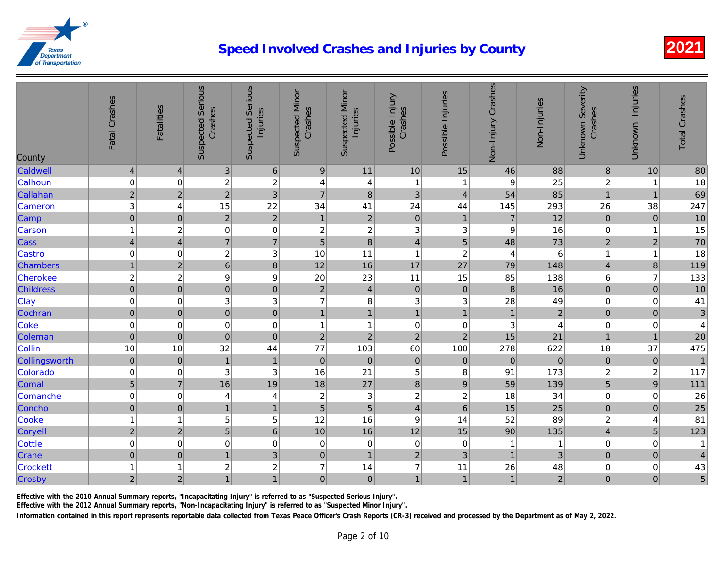# Speed Involved Crashes and Injuries by County

2021

| County | Fatal Crashes | Fatalities | Suspected Serious Crashes | Suspected Serious Injuries | Suspected Minor Crashes | Suspected Minor Injuries | Possible Injury Crashes | Possible Injuries | Non-Injury Crashes | Non-Injuries | Unknown Severity Crashes | Unknown Injuries | Total Crashes |
|---|---|---|---|---|---|---|---|---|---|---|---|---|---|
| Caldwell | 4 | 4 | 3 | 6 | 9 | 11 | 10 | 15 | 46 | 88 | 8 | 10 | 80 |
| Calhoun | 0 | 0 | 2 | 2 | 4 | 4 | 1 | 1 | 9 | 25 | 2 | 1 | 18 |
| Callahan | 2 | 2 | 2 | 3 | 7 | 8 | 3 | 4 | 54 | 85 | 1 | 1 | 69 |
| Cameron | 3 | 4 | 15 | 22 | 34 | 41 | 24 | 44 | 145 | 293 | 26 | 38 | 247 |
| Camp | 0 | 0 | 2 | 2 | 1 | 2 | 0 | 1 | 7 | 12 | 0 | 0 | 10 |
| Carson | 1 | 2 | 0 | 0 | 2 | 2 | 3 | 3 | 9 | 16 | 0 | 1 | 15 |
| Cass | 4 | 4 | 7 | 7 | 5 | 8 | 4 | 5 | 48 | 73 | 2 | 2 | 70 |
| Castro | 0 | 0 | 2 | 3 | 10 | 11 | 1 | 2 | 4 | 6 | 1 | 1 | 18 |
| Chambers | 1 | 2 | 6 | 8 | 12 | 16 | 17 | 27 | 79 | 148 | 4 | 8 | 119 |
| Cherokee | 2 | 2 | 9 | 9 | 20 | 23 | 11 | 15 | 85 | 138 | 6 | 7 | 133 |
| Childress | 0 | 0 | 0 | 0 | 2 | 4 | 0 | 0 | 8 | 16 | 0 | 0 | 10 |
| Clay | 0 | 0 | 3 | 3 | 7 | 8 | 3 | 3 | 28 | 49 | 0 | 0 | 41 |
| Cochran | 0 | 0 | 0 | 0 | 1 | 1 | 1 | 1 | 1 | 2 | 0 | 0 | 3 |
| Coke | 0 | 0 | 0 | 0 | 1 | 1 | 0 | 0 | 3 | 4 | 0 | 0 | 4 |
| Coleman | 0 | 0 | 0 | 0 | 2 | 2 | 2 | 2 | 15 | 21 | 1 | 1 | 20 |
| Collin | 10 | 10 | 32 | 44 | 77 | 103 | 60 | 100 | 278 | 622 | 18 | 37 | 475 |
| Collingsworth | 0 | 0 | 1 | 1 | 0 | 0 | 0 | 0 | 0 | 0 | 0 | 0 | 1 |
| Colorado | 0 | 0 | 3 | 3 | 16 | 21 | 5 | 8 | 91 | 173 | 2 | 2 | 117 |
| Comal | 5 | 7 | 16 | 19 | 18 | 27 | 8 | 9 | 59 | 139 | 5 | 9 | 111 |
| Comanche | 0 | 0 | 4 | 4 | 2 | 3 | 2 | 2 | 18 | 34 | 0 | 0 | 26 |
| Concho | 0 | 0 | 1 | 1 | 5 | 5 | 4 | 6 | 15 | 25 | 0 | 0 | 25 |
| Cooke | 1 | 1 | 5 | 5 | 12 | 16 | 9 | 14 | 52 | 89 | 2 | 4 | 81 |
| Coryell | 2 | 2 | 5 | 6 | 10 | 16 | 12 | 15 | 90 | 135 | 4 | 5 | 123 |
| Cottle | 0 | 0 | 0 | 0 | 0 | 0 | 0 | 0 | 1 | 1 | 0 | 0 | 1 |
| Crane | 0 | 0 | 1 | 3 | 0 | 1 | 2 | 3 | 1 | 3 | 0 | 0 | 4 |
| Crockett | 1 | 1 | 2 | 2 | 7 | 14 | 7 | 11 | 26 | 48 | 0 | 0 | 43 |
| Crosby | 2 | 2 | 1 | 1 | 0 | 0 | 1 | 1 | 1 | 2 | 0 | 0 | 5 |

**Effective with the 2010 Annual Summary reports, "Incapacitating Injury" is referred to as "Suspected Serious Injury".**
**Effective with the 2012 Annual Summary reports, "Non-Incapacitating Injury" is referred to as "Suspected Minor Injury".**
**Information contained in this report represents reportable data collected from Texas Peace Officer's Crash Reports (CR-3) received and processed by the Department as of May 2, 2022.**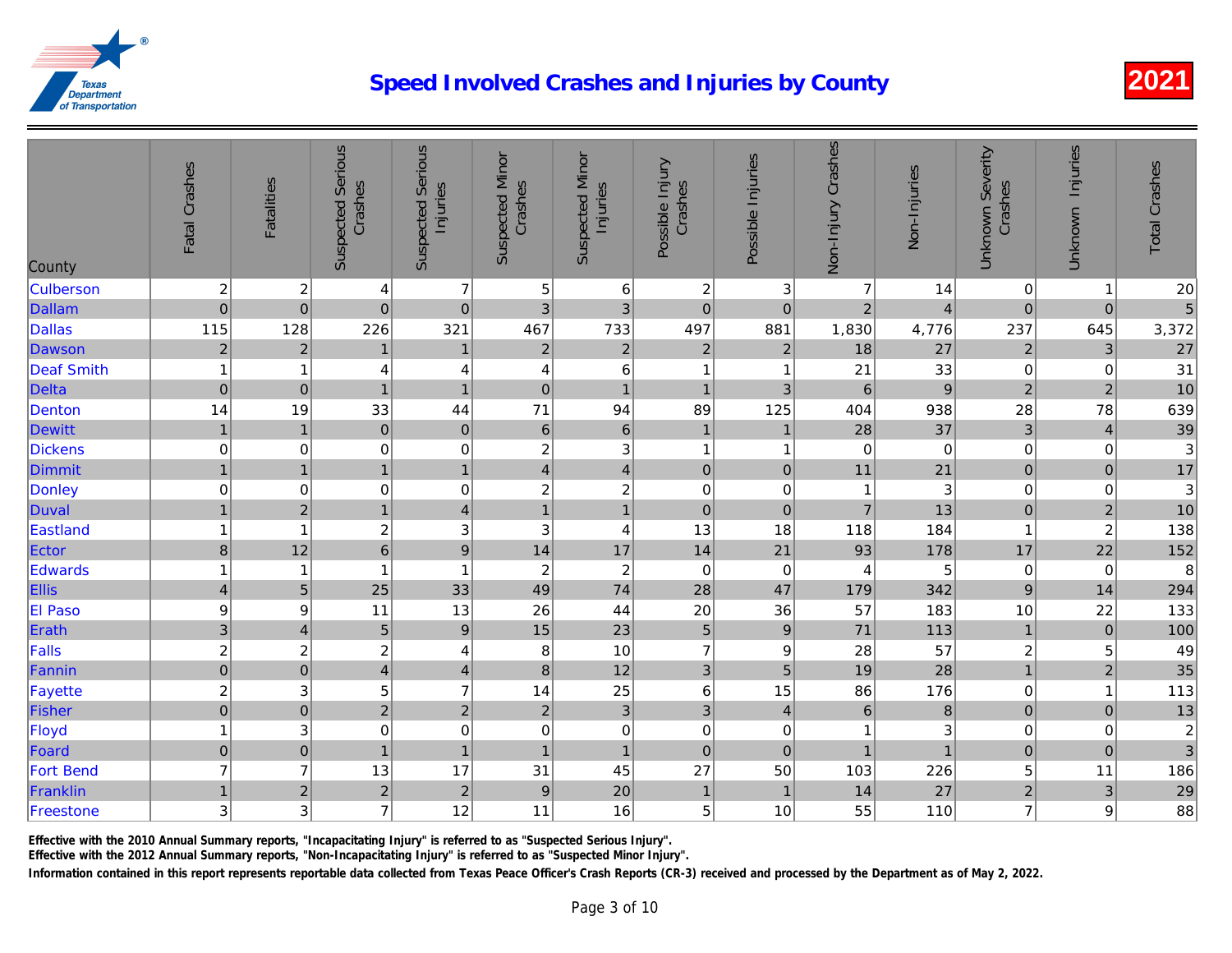# Speed Involved Crashes and Injuries by County

2021

| County | Fatal Crashes | Fatalities | Suspected Serious Crashes | Suspected Serious Injuries | Suspected Minor Crashes | Suspected Minor Injuries | Possible Injury Crashes | Possible Injuries | Non-Injury Crashes | Non-Injuries | Unknown Severity Crashes | Unknown Injuries | Total Crashes |
|---|---|---|---|---|---|---|---|---|---|---|---|---|---|
| Culberson | 2 | 2 | 4 | 7 | 5 | 6 | 2 | 3 | 7 | 14 | 0 | 1 | 20 |
| Dallam | 0 | 0 | 0 | 0 | 3 | 3 | 0 | 0 | 2 | 4 | 0 | 0 | 5 |
| Dallas | 115 | 128 | 226 | 321 | 467 | 733 | 497 | 881 | 1,830 | 4,776 | 237 | 645 | 3,372 |
| Dawson | 2 | 2 | 1 | 1 | 2 | 2 | 2 | 2 | 18 | 27 | 2 | 3 | 27 |
| Deaf Smith | 1 | 1 | 4 | 4 | 4 | 6 | 1 | 1 | 21 | 33 | 0 | 0 | 31 |
| Delta | 0 | 0 | 1 | 1 | 0 | 1 | 1 | 3 | 6 | 9 | 2 | 2 | 10 |
| Denton | 14 | 19 | 33 | 44 | 71 | 94 | 89 | 125 | 404 | 938 | 28 | 78 | 639 |
| Dewitt | 1 | 1 | 0 | 0 | 6 | 6 | 1 | 1 | 28 | 37 | 3 | 4 | 39 |
| Dickens | 0 | 0 | 0 | 0 | 2 | 3 | 1 | 1 | 0 | 0 | 0 | 0 | 3 |
| Dimmit | 1 | 1 | 1 | 1 | 4 | 4 | 0 | 0 | 11 | 21 | 0 | 0 | 17 |
| Donley | 0 | 0 | 0 | 0 | 2 | 2 | 0 | 0 | 1 | 3 | 0 | 0 | 3 |
| Duval | 1 | 2 | 1 | 4 | 1 | 1 | 0 | 0 | 7 | 13 | 0 | 2 | 10 |
| Eastland | 1 | 1 | 2 | 3 | 3 | 4 | 13 | 18 | 118 | 184 | 1 | 2 | 138 |
| Ector | 8 | 12 | 6 | 9 | 14 | 17 | 14 | 21 | 93 | 178 | 17 | 22 | 152 |
| Edwards | 1 | 1 | 1 | 1 | 2 | 2 | 0 | 0 | 4 | 5 | 0 | 0 | 8 |
| Ellis | 4 | 5 | 25 | 33 | 49 | 74 | 28 | 47 | 179 | 342 | 9 | 14 | 294 |
| El Paso | 9 | 9 | 11 | 13 | 26 | 44 | 20 | 36 | 57 | 183 | 10 | 22 | 133 |
| Erath | 3 | 4 | 5 | 9 | 15 | 23 | 5 | 9 | 71 | 113 | 1 | 0 | 100 |
| Falls | 2 | 2 | 2 | 4 | 8 | 10 | 7 | 9 | 28 | 57 | 2 | 5 | 49 |
| Fannin | 0 | 0 | 4 | 4 | 8 | 12 | 3 | 5 | 19 | 28 | 1 | 2 | 35 |
| Fayette | 2 | 3 | 5 | 7 | 14 | 25 | 6 | 15 | 86 | 176 | 0 | 1 | 113 |
| Fisher | 0 | 0 | 2 | 2 | 2 | 3 | 3 | 4 | 6 | 8 | 0 | 0 | 13 |
| Floyd | 1 | 3 | 0 | 0 | 0 | 0 | 0 | 0 | 1 | 3 | 0 | 0 | 2 |
| Foard | 0 | 0 | 1 | 1 | 1 | 1 | 0 | 0 | 1 | 1 | 0 | 0 | 3 |
| Fort Bend | 7 | 7 | 13 | 17 | 31 | 45 | 27 | 50 | 103 | 226 | 5 | 11 | 186 |
| Franklin | 1 | 2 | 2 | 2 | 9 | 20 | 1 | 1 | 14 | 27 | 2 | 3 | 29 |
| Freestone | 3 | 3 | 7 | 12 | 11 | 16 | 5 | 10 | 55 | 110 | 7 | 9 | 88 |

**Effective with the 2010 Annual Summary reports, "Incapacitating Injury" is referred to as "Suspected Serious Injury".**

**Effective with the 2012 Annual Summary reports, "Non-Incapacitating Injury" is referred to as "Suspected Minor Injury".**

**Information contained in this report represents reportable data collected from Texas Peace Officer's Crash Reports (CR-3) received and processed by the Department as of May 2, 2022.**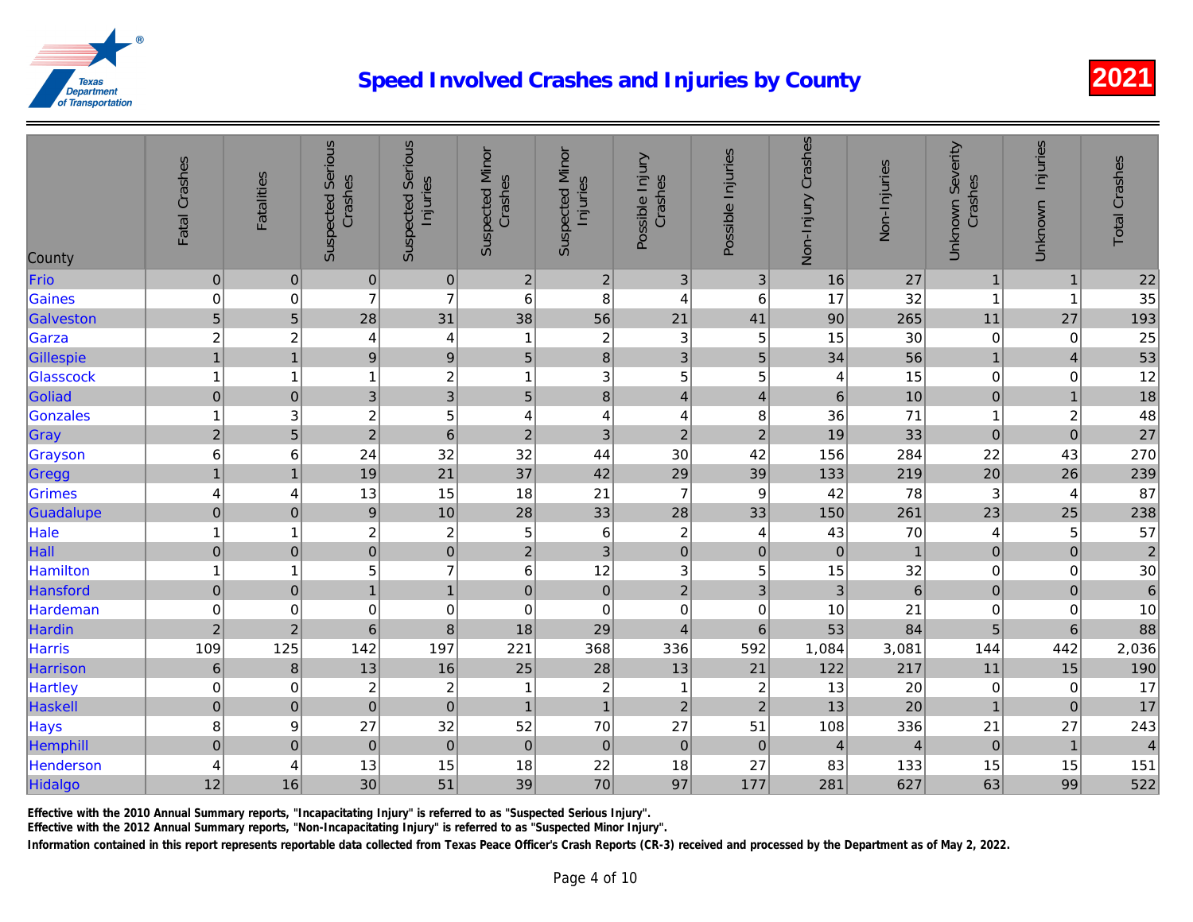# Speed Involved Crashes and Injuries by County

2021

| County | Fatal Crashes | Fatalities | Suspected Serious Crashes | Suspected Serious Injuries | Suspected Minor Crashes | Suspected Minor Injuries | Possible Injury Crashes | Possible Injuries | Non-Injury Crashes | Non-Injuries | Unknown Severity Crashes | Unknown Injuries | Total Crashes |
|---|---|---|---|---|---|---|---|---|---|---|---|---|---|
| Frio | 0 | 0 | 0 | 0 | 2 | 2 | 3 | 3 | 16 | 27 | 1 | 1 | 22 |
| Gaines | 0 | 0 | 7 | 7 | 6 | 8 | 4 | 6 | 17 | 32 | 1 | 1 | 35 |
| Galveston | 5 | 5 | 28 | 31 | 38 | 56 | 21 | 41 | 90 | 265 | 11 | 27 | 193 |
| Garza | 2 | 2 | 4 | 4 | 1 | 2 | 3 | 5 | 15 | 30 | 0 | 0 | 25 |
| Gillespie | 1 | 1 | 9 | 9 | 5 | 8 | 3 | 5 | 34 | 56 | 1 | 4 | 53 |
| Glasscock | 1 | 1 | 1 | 2 | 1 | 3 | 5 | 5 | 4 | 15 | 0 | 0 | 12 |
| Goliad | 0 | 0 | 3 | 3 | 5 | 8 | 4 | 4 | 6 | 10 | 0 | 1 | 18 |
| Gonzales | 1 | 3 | 2 | 5 | 4 | 4 | 4 | 8 | 36 | 71 | 1 | 2 | 48 |
| Gray | 2 | 5 | 2 | 6 | 2 | 3 | 2 | 2 | 19 | 33 | 0 | 0 | 27 |
| Grayson | 6 | 6 | 24 | 32 | 32 | 44 | 30 | 42 | 156 | 284 | 22 | 43 | 270 |
| Gregg | 1 | 1 | 19 | 21 | 37 | 42 | 29 | 39 | 133 | 219 | 20 | 26 | 239 |
| Grimes | 4 | 4 | 13 | 15 | 18 | 21 | 7 | 9 | 42 | 78 | 3 | 4 | 87 |
| Guadalupe | 0 | 0 | 9 | 10 | 28 | 33 | 28 | 33 | 150 | 261 | 23 | 25 | 238 |
| Hale | 1 | 1 | 2 | 2 | 5 | 6 | 2 | 4 | 43 | 70 | 4 | 5 | 57 |
| Hall | 0 | 0 | 0 | 0 | 2 | 3 | 0 | 0 | 0 | 1 | 0 | 0 | 2 |
| Hamilton | 1 | 1 | 5 | 7 | 6 | 12 | 3 | 5 | 15 | 32 | 0 | 0 | 30 |
| Hansford | 0 | 0 | 1 | 1 | 0 | 0 | 2 | 3 | 3 | 6 | 0 | 0 | 6 |
| Hardeman | 0 | 0 | 0 | 0 | 0 | 0 | 0 | 0 | 10 | 21 | 0 | 0 | 10 |
| Hardin | 2 | 2 | 6 | 8 | 18 | 29 | 4 | 6 | 53 | 84 | 5 | 6 | 88 |
| Harris | 109 | 125 | 142 | 197 | 221 | 368 | 336 | 592 | 1,084 | 3,081 | 144 | 442 | 2,036 |
| Harrison | 6 | 8 | 13 | 16 | 25 | 28 | 13 | 21 | 122 | 217 | 11 | 15 | 190 |
| Hartley | 0 | 0 | 2 | 2 | 1 | 2 | 1 | 2 | 13 | 20 | 0 | 0 | 17 |
| Haskell | 0 | 0 | 0 | 0 | 1 | 1 | 2 | 2 | 13 | 20 | 1 | 0 | 17 |
| Hays | 8 | 9 | 27 | 32 | 52 | 70 | 27 | 51 | 108 | 336 | 21 | 27 | 243 |
| Hemphill | 0 | 0 | 0 | 0 | 0 | 0 | 0 | 0 | 4 | 4 | 0 | 1 | 4 |
| Henderson | 4 | 4 | 13 | 15 | 18 | 22 | 18 | 27 | 83 | 133 | 15 | 15 | 151 |
| Hidalgo | 12 | 16 | 30 | 51 | 39 | 70 | 97 | 177 | 281 | 627 | 63 | 99 | 522 |

Effective with the 2010 Annual Summary reports, "Incapacitating Injury" is referred to as "Suspected Serious Injury".
Effective with the 2012 Annual Summary reports, "Non-Incapacitating Injury" is referred to as "Suspected Minor Injury".
Information contained in this report represents reportable data collected from Texas Peace Officer's Crash Reports (CR-3) received and processed by the Department as of May 2, 2022.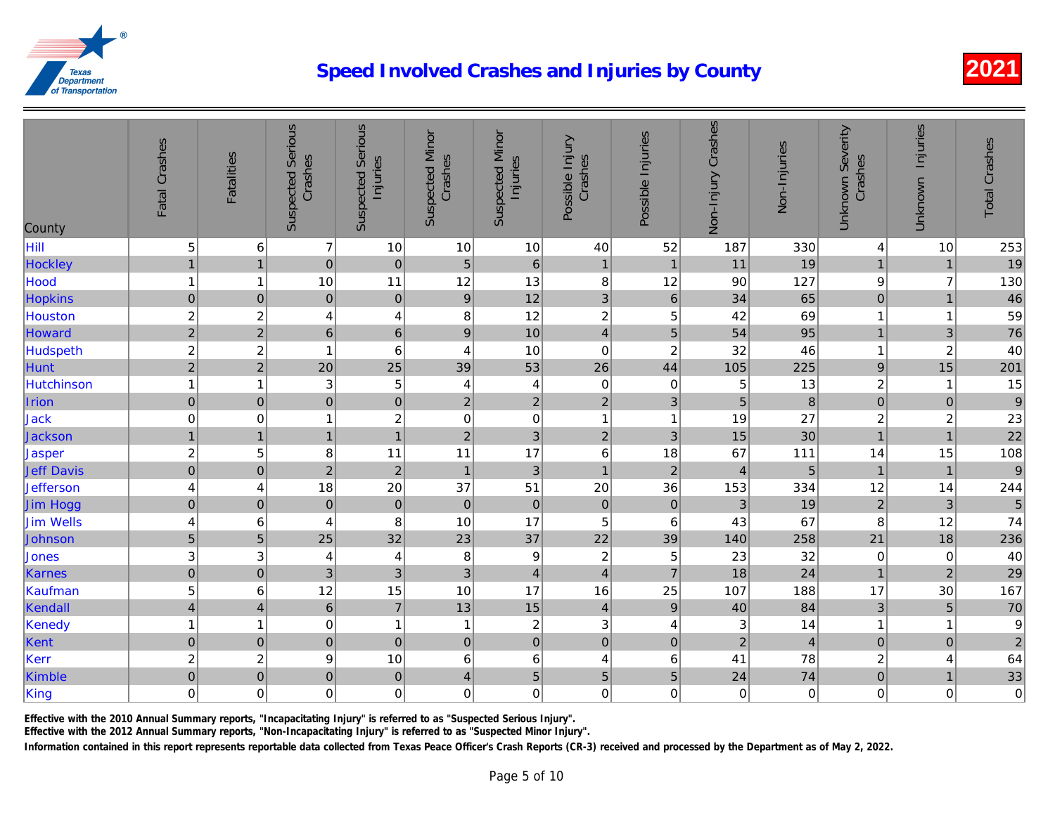# Speed Involved Crashes and Injuries by County

2021

| County | Fatal Crashes | Fatalities | Suspected Serious Crashes | Suspected Serious Injuries | Suspected Minor Crashes | Suspected Minor Injuries | Possible Injury Crashes | Possible Injuries | Non-Injury Crashes | Non-Injuries | Unknown Severity Crashes | Unknown Injuries | Total Crashes |
|---|---|---|---|---|---|---|---|---|---|---|---|---|---|
| Hill | 5 | 6 | 7 | 10 | 10 | 10 | 40 | 52 | 187 | 330 | 4 | 10 | 253 |
| Hockley | 1 | 1 | 0 | 0 | 5 | 6 | 1 | 1 | 11 | 19 | 1 | 1 | 19 |
| Hood | 1 | 1 | 10 | 11 | 12 | 13 | 8 | 12 | 90 | 127 | 9 | 7 | 130 |
| Hopkins | 0 | 0 | 0 | 0 | 9 | 12 | 3 | 6 | 34 | 65 | 0 | 1 | 46 |
| Houston | 2 | 2 | 4 | 4 | 8 | 12 | 2 | 5 | 42 | 69 | 1 | 1 | 59 |
| Howard | 2 | 2 | 6 | 6 | 9 | 10 | 4 | 5 | 54 | 95 | 1 | 3 | 76 |
| Hudspeth | 2 | 2 | 1 | 6 | 4 | 10 | 0 | 2 | 32 | 46 | 1 | 2 | 40 |
| Hunt | 2 | 2 | 20 | 25 | 39 | 53 | 26 | 44 | 105 | 225 | 9 | 15 | 201 |
| Hutchinson | 1 | 1 | 3 | 5 | 4 | 4 | 0 | 0 | 5 | 13 | 2 | 1 | 15 |
| Irion | 0 | 0 | 0 | 0 | 2 | 2 | 2 | 3 | 5 | 8 | 0 | 0 | 9 |
| Jack | 0 | 0 | 1 | 2 | 0 | 0 | 1 | 1 | 19 | 27 | 2 | 2 | 23 |
| Jackson | 1 | 1 | 1 | 1 | 2 | 3 | 2 | 3 | 15 | 30 | 1 | 1 | 22 |
| Jasper | 2 | 5 | 8 | 11 | 11 | 17 | 6 | 18 | 67 | 111 | 14 | 15 | 108 |
| Jeff Davis | 0 | 0 | 2 | 2 | 1 | 3 | 1 | 2 | 4 | 5 | 1 | 1 | 9 |
| Jefferson | 4 | 4 | 18 | 20 | 37 | 51 | 20 | 36 | 153 | 334 | 12 | 14 | 244 |
| Jim Hogg | 0 | 0 | 0 | 0 | 0 | 0 | 0 | 0 | 3 | 19 | 2 | 3 | 5 |
| Jim Wells | 4 | 6 | 4 | 8 | 10 | 17 | 5 | 6 | 43 | 67 | 8 | 12 | 74 |
| Johnson | 5 | 5 | 25 | 32 | 23 | 37 | 22 | 39 | 140 | 258 | 21 | 18 | 236 |
| Jones | 3 | 3 | 4 | 4 | 8 | 9 | 2 | 5 | 23 | 32 | 0 | 0 | 40 |
| Karnes | 0 | 0 | 3 | 3 | 3 | 4 | 4 | 7 | 18 | 24 | 1 | 2 | 29 |
| Kaufman | 5 | 6 | 12 | 15 | 10 | 17 | 16 | 25 | 107 | 188 | 17 | 30 | 167 |
| Kendall | 4 | 4 | 6 | 7 | 13 | 15 | 4 | 9 | 40 | 84 | 3 | 5 | 70 |
| Kenedy | 1 | 1 | 0 | 1 | 1 | 2 | 3 | 4 | 3 | 14 | 1 | 1 | 9 |
| Kent | 0 | 0 | 0 | 0 | 0 | 0 | 0 | 0 | 2 | 4 | 0 | 0 | 2 |
| Kerr | 2 | 2 | 9 | 10 | 6 | 6 | 4 | 6 | 41 | 78 | 2 | 4 | 64 |
| Kimble | 0 | 0 | 0 | 0 | 4 | 5 | 5 | 5 | 24 | 74 | 0 | 1 | 33 |
| King | 0 | 0 | 0 | 0 | 0 | 0 | 0 | 0 | 0 | 0 | 0 | 0 | 0 |

Effective with the 2010 Annual Summary reports, "Incapacitating Injury" is referred to as "Suspected Serious Injury".
Effective with the 2012 Annual Summary reports, "Non-Incapacitating Injury" is referred to as "Suspected Minor Injury".
Information contained in this report represents reportable data collected from Texas Peace Officer's Crash Reports (CR-3) received and processed by the Department as of May 2, 2022.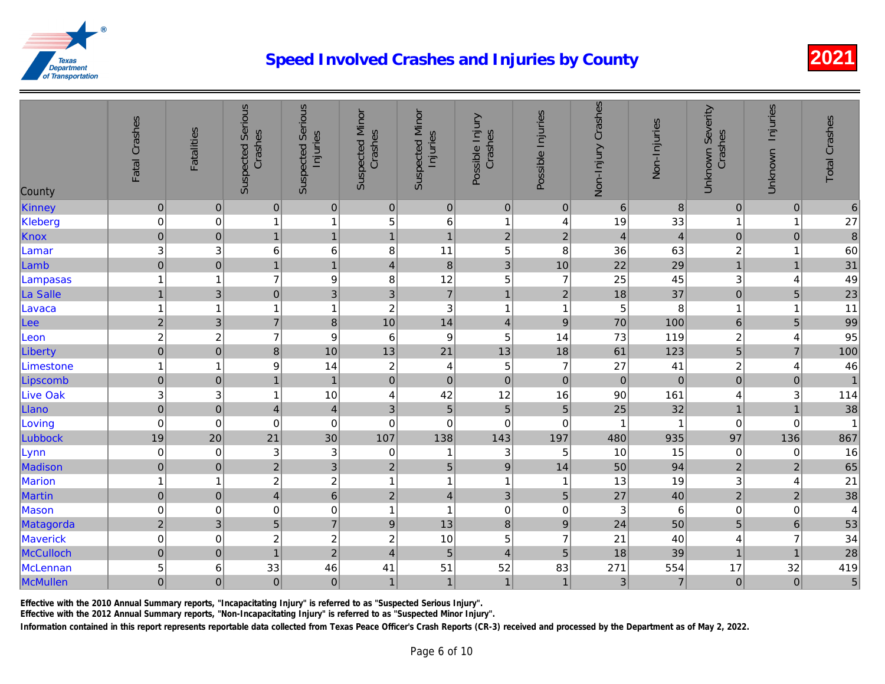# Speed Involved Crashes and Injuries by County

2021

| County | Fatal Crashes | Fatalities | Suspected Serious Crashes | Suspected Serious Injuries | Suspected Minor Crashes | Suspected Minor Injuries | Possible Injury Crashes | Possible Injuries | Non-Injury Crashes | Non-Injuries | Unknown Severity Crashes | Unknown Injuries | Total Crashes |
|---|---|---|---|---|---|---|---|---|---|---|---|---|---|
| Kinney | 0 | 0 | 0 | 0 | 0 | 0 | 0 | 0 | 6 | 8 | 0 | 0 | 6 |
| Kleberg | 0 | 0 | 1 | 1 | 5 | 6 | 1 | 4 | 19 | 33 | 1 | 1 | 27 |
| Knox | 0 | 0 | 1 | 1 | 1 | 1 | 2 | 2 | 4 | 4 | 0 | 0 | 8 |
| Lamar | 3 | 3 | 6 | 6 | 8 | 11 | 5 | 8 | 36 | 63 | 2 | 1 | 60 |
| Lamb | 0 | 0 | 1 | 1 | 4 | 8 | 3 | 10 | 22 | 29 | 1 | 1 | 31 |
| Lampasas | 1 | 1 | 7 | 9 | 8 | 12 | 5 | 7 | 25 | 45 | 3 | 4 | 49 |
| La Salle | 1 | 3 | 0 | 3 | 3 | 7 | 1 | 2 | 18 | 37 | 0 | 5 | 23 |
| Lavaca | 1 | 1 | 1 | 1 | 2 | 3 | 1 | 1 | 5 | 8 | 1 | 1 | 11 |
| Lee | 2 | 3 | 7 | 8 | 10 | 14 | 4 | 9 | 70 | 100 | 6 | 5 | 99 |
| Leon | 2 | 2 | 7 | 9 | 6 | 9 | 5 | 14 | 73 | 119 | 2 | 4 | 95 |
| Liberty | 0 | 0 | 8 | 10 | 13 | 21 | 13 | 18 | 61 | 123 | 5 | 7 | 100 |
| Limestone | 1 | 1 | 9 | 14 | 2 | 4 | 5 | 7 | 27 | 41 | 2 | 4 | 46 |
| Lipscomb | 0 | 0 | 1 | 1 | 0 | 0 | 0 | 0 | 0 | 0 | 0 | 0 | 1 |
| Live Oak | 3 | 3 | 1 | 10 | 4 | 42 | 12 | 16 | 90 | 161 | 4 | 3 | 114 |
| Llano | 0 | 0 | 4 | 4 | 3 | 5 | 5 | 5 | 25 | 32 | 1 | 1 | 38 |
| Loving | 0 | 0 | 0 | 0 | 0 | 0 | 0 | 0 | 1 | 1 | 0 | 0 | 1 |
| Lubbock | 19 | 20 | 21 | 30 | 107 | 138 | 143 | 197 | 480 | 935 | 97 | 136 | 867 |
| Lynn | 0 | 0 | 3 | 3 | 0 | 1 | 3 | 5 | 10 | 15 | 0 | 0 | 16 |
| Madison | 0 | 0 | 2 | 3 | 2 | 5 | 9 | 14 | 50 | 94 | 2 | 2 | 65 |
| Marion | 1 | 1 | 2 | 2 | 1 | 1 | 1 | 1 | 13 | 19 | 3 | 4 | 21 |
| Martin | 0 | 0 | 4 | 6 | 2 | 4 | 3 | 5 | 27 | 40 | 2 | 2 | 38 |
| Mason | 0 | 0 | 0 | 0 | 1 | 1 | 0 | 0 | 3 | 6 | 0 | 0 | 4 |
| Matagorda | 2 | 3 | 5 | 7 | 9 | 13 | 8 | 9 | 24 | 50 | 5 | 6 | 53 |
| Maverick | 0 | 0 | 2 | 2 | 2 | 10 | 5 | 7 | 21 | 40 | 4 | 7 | 34 |
| McCulloch | 0 | 0 | 1 | 2 | 4 | 5 | 4 | 5 | 18 | 39 | 1 | 1 | 28 |
| McLennan | 5 | 6 | 33 | 46 | 41 | 51 | 52 | 83 | 271 | 554 | 17 | 32 | 419 |
| McMullen | 0 | 0 | 0 | 0 | 1 | 1 | 1 | 1 | 3 | 7 | 0 | 0 | 5 |

Effective with the 2010 Annual Summary reports, "Incapacitating Injury" is referred to as "Suspected Serious Injury".

Effective with the 2012 Annual Summary reports, "Non-Incapacitating Injury" is referred to as "Suspected Minor Injury".

Information contained in this report represents reportable data collected from Texas Peace Officer's Crash Reports (CR-3) received and processed by the Department as of May 2, 2022.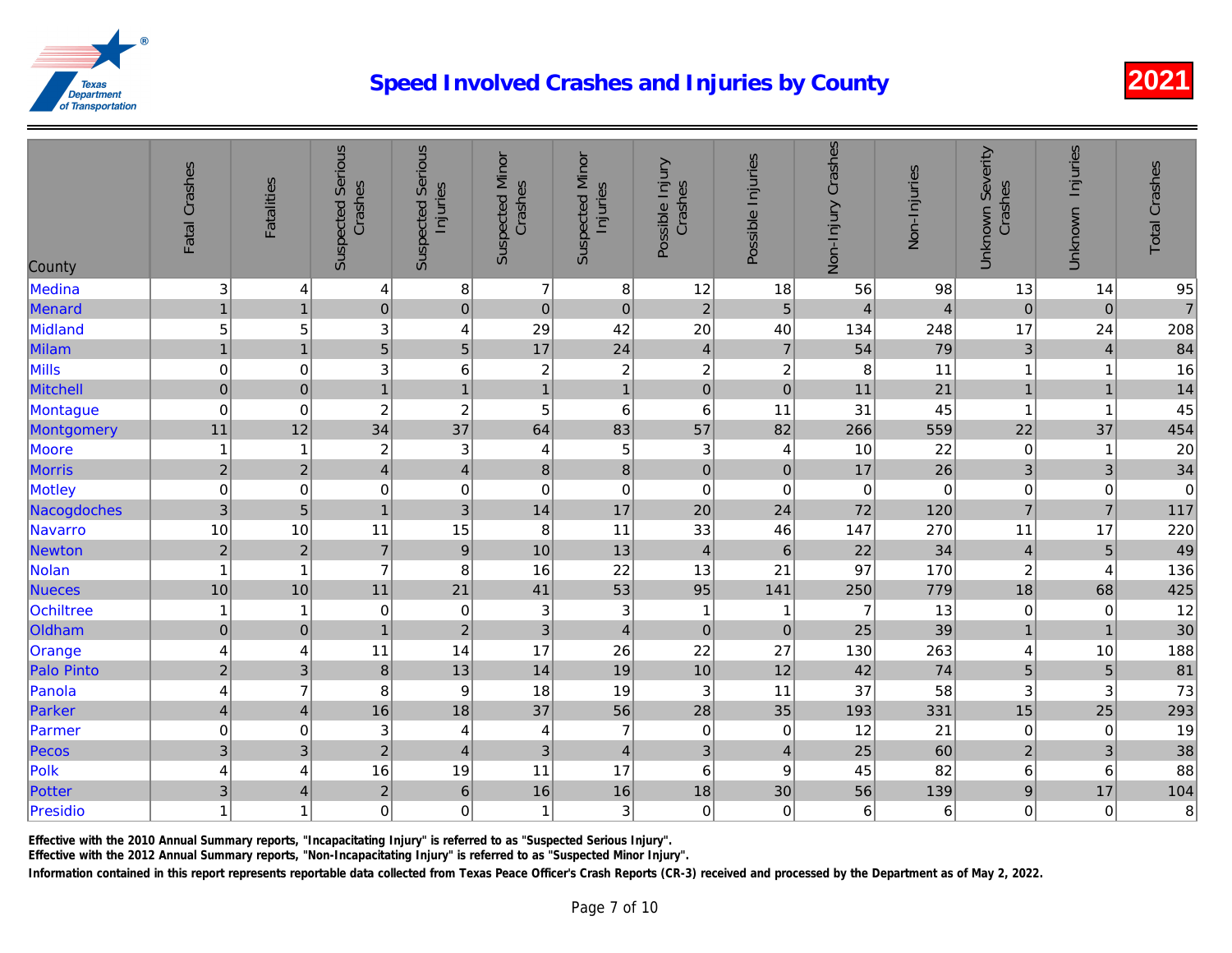# Speed Involved Crashes and Injuries by County

2021

| County | Fatal Crashes | Fatalities | Suspected Serious Crashes | Suspected Serious Injuries | Suspected Minor Crashes | Suspected Minor Injuries | Possible Injury Crashes | Possible Injuries | Non-Injury Crashes | Non-Injuries | Unknown Severity Crashes | Unknown Injuries | Total Crashes |
|---|---|---|---|---|---|---|---|---|---|---|---|---|---|
| Medina | 3 | 4 | 4 | 8 | 7 | 8 | 12 | 18 | 56 | 98 | 13 | 14 | 95 |
| Menard | 1 | 1 | 0 | 0 | 0 | 0 | 2 | 5 | 4 | 4 | 0 | 0 | 7 |
| Midland | 5 | 5 | 3 | 4 | 29 | 42 | 20 | 40 | 134 | 248 | 17 | 24 | 208 |
| Milam | 1 | 1 | 5 | 5 | 17 | 24 | 4 | 7 | 54 | 79 | 3 | 4 | 84 |
| Mills | 0 | 0 | 3 | 6 | 2 | 2 | 2 | 2 | 8 | 11 | 1 | 1 | 16 |
| Mitchell | 0 | 0 | 1 | 1 | 1 | 1 | 0 | 0 | 11 | 21 | 1 | 1 | 14 |
| Montague | 0 | 0 | 2 | 2 | 5 | 6 | 6 | 11 | 31 | 45 | 1 | 1 | 45 |
| Montgomery | 11 | 12 | 34 | 37 | 64 | 83 | 57 | 82 | 266 | 559 | 22 | 37 | 454 |
| Moore | 1 | 1 | 2 | 3 | 4 | 5 | 3 | 4 | 10 | 22 | 0 | 1 | 20 |
| Morris | 2 | 2 | 4 | 4 | 8 | 8 | 0 | 0 | 17 | 26 | 3 | 3 | 34 |
| Motley | 0 | 0 | 0 | 0 | 0 | 0 | 0 | 0 | 0 | 0 | 0 | 0 | 0 |
| Nacogdoches | 3 | 5 | 1 | 3 | 14 | 17 | 20 | 24 | 72 | 120 | 7 | 7 | 117 |
| Navarro | 10 | 10 | 11 | 15 | 8 | 11 | 33 | 46 | 147 | 270 | 11 | 17 | 220 |
| Newton | 2 | 2 | 7 | 9 | 10 | 13 | 4 | 6 | 22 | 34 | 4 | 5 | 49 |
| Nolan | 1 | 1 | 7 | 8 | 16 | 22 | 13 | 21 | 97 | 170 | 2 | 4 | 136 |
| Nueces | 10 | 10 | 11 | 21 | 41 | 53 | 95 | 141 | 250 | 779 | 18 | 68 | 425 |
| Ochiltree | 1 | 1 | 0 | 0 | 3 | 3 | 1 | 1 | 7 | 13 | 0 | 0 | 12 |
| Oldham | 0 | 0 | 1 | 2 | 3 | 4 | 0 | 0 | 25 | 39 | 1 | 1 | 30 |
| Orange | 4 | 4 | 11 | 14 | 17 | 26 | 22 | 27 | 130 | 263 | 4 | 10 | 188 |
| Palo Pinto | 2 | 3 | 8 | 13 | 14 | 19 | 10 | 12 | 42 | 74 | 5 | 5 | 81 |
| Panola | 4 | 7 | 8 | 9 | 18 | 19 | 3 | 11 | 37 | 58 | 3 | 3 | 73 |
| Parker | 4 | 4 | 16 | 18 | 37 | 56 | 28 | 35 | 193 | 331 | 15 | 25 | 293 |
| Parmer | 0 | 0 | 3 | 4 | 4 | 7 | 0 | 0 | 12 | 21 | 0 | 0 | 19 |
| Pecos | 3 | 3 | 2 | 4 | 3 | 4 | 3 | 4 | 25 | 60 | 2 | 3 | 38 |
| Polk | 4 | 4 | 16 | 19 | 11 | 17 | 6 | 9 | 45 | 82 | 6 | 6 | 88 |
| Potter | 3 | 4 | 2 | 6 | 16 | 16 | 18 | 30 | 56 | 139 | 9 | 17 | 104 |
| Presidio | 1 | 1 | 0 | 0 | 1 | 3 | 0 | 0 | 6 | 6 | 0 | 0 | 8 |

Effective with the 2010 Annual Summary reports, "Incapacitating Injury" is referred to as "Suspected Serious Injury".

Effective with the 2012 Annual Summary reports, "Non-Incapacitating Injury" is referred to as "Suspected Minor Injury".

Information contained in this report represents reportable data collected from Texas Peace Officer's Crash Reports (CR-3) received and processed by the Department as of May 2, 2022.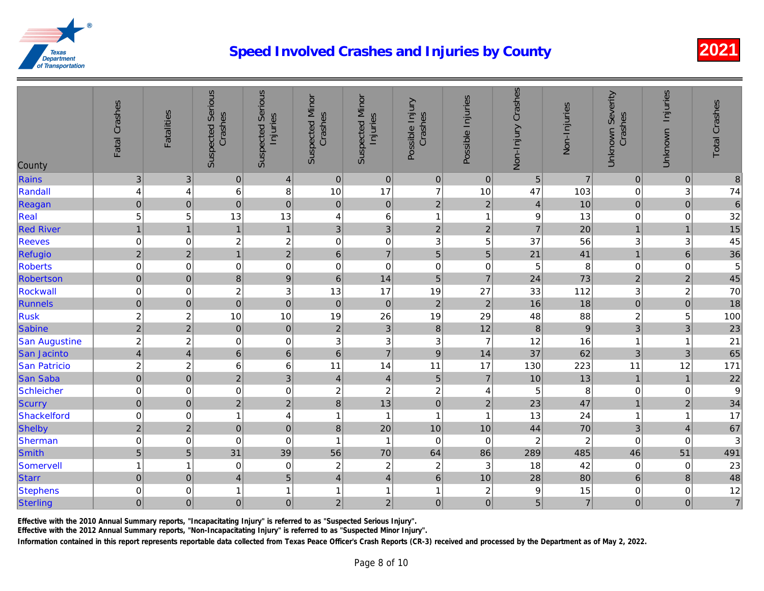# Speed Involved Crashes and Injuries by County

2021

| County | Fatal Crashes | Fatalities | Suspected Serious Crashes | Suspected Serious Injuries | Suspected Minor Crashes | Suspected Minor Injuries | Possible Injury Crashes | Possible Injuries | Non-Injury Crashes | Non-Injuries | Unknown Severity Crashes | Unknown Injuries | Total Crashes |
|---|---|---|---|---|---|---|---|---|---|---|---|---|---|
| Rains | 3 | 3 | 0 | 4 | 0 | 0 | 0 | 0 | 5 | 7 | 0 | 0 | 8 |
| Randall | 4 | 4 | 6 | 8 | 10 | 17 | 7 | 10 | 47 | 103 | 0 | 3 | 74 |
| Reagan | 0 | 0 | 0 | 0 | 0 | 0 | 2 | 2 | 4 | 10 | 0 | 0 | 6 |
| Real | 5 | 5 | 13 | 13 | 4 | 6 | 1 | 1 | 9 | 13 | 0 | 0 | 32 |
| Red River | 1 | 1 | 1 | 1 | 3 | 3 | 2 | 2 | 7 | 20 | 1 | 1 | 15 |
| Reeves | 0 | 0 | 2 | 2 | 0 | 0 | 3 | 5 | 37 | 56 | 3 | 3 | 45 |
| Refugio | 2 | 2 | 1 | 2 | 6 | 7 | 5 | 5 | 21 | 41 | 1 | 6 | 36 |
| Roberts | 0 | 0 | 0 | 0 | 0 | 0 | 0 | 0 | 5 | 8 | 0 | 0 | 5 |
| Robertson | 0 | 0 | 8 | 9 | 6 | 14 | 5 | 7 | 24 | 73 | 2 | 2 | 45 |
| Rockwall | 0 | 0 | 2 | 3 | 13 | 17 | 19 | 27 | 33 | 112 | 3 | 2 | 70 |
| Runnels | 0 | 0 | 0 | 0 | 0 | 0 | 2 | 2 | 16 | 18 | 0 | 0 | 18 |
| Rusk | 2 | 2 | 10 | 10 | 19 | 26 | 19 | 29 | 48 | 88 | 2 | 5 | 100 |
| Sabine | 2 | 2 | 0 | 0 | 2 | 3 | 8 | 12 | 8 | 9 | 3 | 3 | 23 |
| San Augustine | 2 | 2 | 0 | 0 | 3 | 3 | 3 | 7 | 12 | 16 | 1 | 1 | 21 |
| San Jacinto | 4 | 4 | 6 | 6 | 6 | 7 | 9 | 14 | 37 | 62 | 3 | 3 | 65 |
| San Patricio | 2 | 2 | 6 | 6 | 11 | 14 | 11 | 17 | 130 | 223 | 11 | 12 | 171 |
| San Saba | 0 | 0 | 2 | 3 | 4 | 4 | 5 | 7 | 10 | 13 | 1 | 1 | 22 |
| Schleicher | 0 | 0 | 0 | 0 | 2 | 2 | 2 | 4 | 5 | 8 | 0 | 0 | 9 |
| Scurry | 0 | 0 | 2 | 2 | 8 | 13 | 0 | 2 | 23 | 47 | 1 | 2 | 34 |
| Shackelford | 0 | 0 | 1 | 4 | 1 | 1 | 1 | 1 | 13 | 24 | 1 | 1 | 17 |
| Shelby | 2 | 2 | 0 | 0 | 8 | 20 | 10 | 10 | 44 | 70 | 3 | 4 | 67 |
| Sherman | 0 | 0 | 0 | 0 | 1 | 1 | 0 | 0 | 2 | 2 | 0 | 0 | 3 |
| Smith | 5 | 5 | 31 | 39 | 56 | 70 | 64 | 86 | 289 | 485 | 46 | 51 | 491 |
| Somervell | 1 | 1 | 0 | 0 | 2 | 2 | 2 | 3 | 18 | 42 | 0 | 0 | 23 |
| Starr | 0 | 0 | 4 | 5 | 4 | 4 | 6 | 10 | 28 | 80 | 6 | 8 | 48 |
| Stephens | 0 | 0 | 1 | 1 | 1 | 1 | 1 | 2 | 9 | 15 | 0 | 0 | 12 |
| Sterling | 0 | 0 | 0 | 0 | 2 | 2 | 0 | 0 | 5 | 7 | 0 | 0 | 7 |

Effective with the 2010 Annual Summary reports, "Incapacitating Injury" is referred to as "Suspected Serious Injury".

Effective with the 2012 Annual Summary reports, "Non-Incapacitating Injury" is referred to as "Suspected Minor Injury".

Information contained in this report represents reportable data collected from Texas Peace Officer's Crash Reports (CR-3) received and processed by the Department as of May 2, 2022.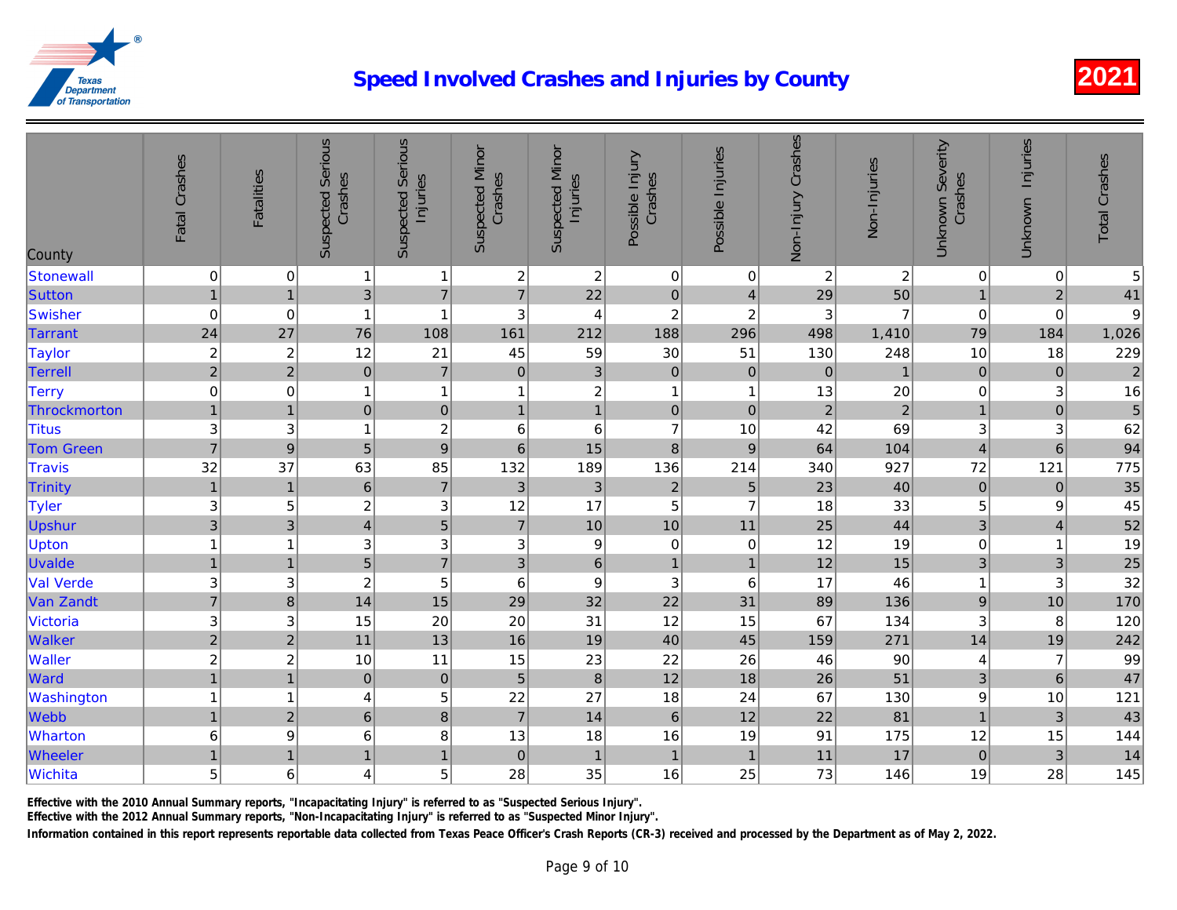# Speed Involved Crashes and Injuries by County

2021

| County | Fatal Crashes | Fatalities | Suspected Serious Crashes | Suspected Serious Injuries | Suspected Minor Crashes | Suspected Minor Injuries | Possible Injury Crashes | Possible Injuries | Non-Injury Crashes | Non-Injuries | Unknown Severity Crashes | Unknown Injuries | Total Crashes |
|---|---|---|---|---|---|---|---|---|---|---|---|---|---|
| Stonewall | 0 | 0 | 1 | 1 | 2 | 2 | 0 | 0 | 2 | 2 | 0 | 0 | 5 |
| Sutton | 1 | 1 | 3 | 7 | 7 | 22 | 0 | 4 | 29 | 50 | 1 | 2 | 41 |
| Swisher | 0 | 0 | 1 | 1 | 3 | 4 | 2 | 2 | 3 | 7 | 0 | 0 | 9 |
| Tarrant | 24 | 27 | 76 | 108 | 161 | 212 | 188 | 296 | 498 | 1,410 | 79 | 184 | 1,026 |
| Taylor | 2 | 2 | 12 | 21 | 45 | 59 | 30 | 51 | 130 | 248 | 10 | 18 | 229 |
| Terrell | 2 | 2 | 0 | 7 | 0 | 3 | 0 | 0 | 0 | 1 | 0 | 0 | 2 |
| Terry | 0 | 0 | 1 | 1 | 1 | 2 | 1 | 1 | 13 | 20 | 0 | 3 | 16 |
| Throckmorton | 1 | 1 | 0 | 0 | 1 | 1 | 0 | 0 | 2 | 2 | 1 | 0 | 5 |
| Titus | 3 | 3 | 1 | 2 | 6 | 6 | 7 | 10 | 42 | 69 | 3 | 3 | 62 |
| Tom Green | 7 | 9 | 5 | 9 | 6 | 15 | 8 | 9 | 64 | 104 | 4 | 6 | 94 |
| Travis | 32 | 37 | 63 | 85 | 132 | 189 | 136 | 214 | 340 | 927 | 72 | 121 | 775 |
| Trinity | 1 | 1 | 6 | 7 | 3 | 3 | 2 | 5 | 23 | 40 | 0 | 0 | 35 |
| Tyler | 3 | 5 | 2 | 3 | 12 | 17 | 5 | 7 | 18 | 33 | 5 | 9 | 45 |
| Upshur | 3 | 3 | 4 | 5 | 7 | 10 | 10 | 11 | 25 | 44 | 3 | 4 | 52 |
| Upton | 1 | 1 | 3 | 3 | 3 | 9 | 0 | 0 | 12 | 19 | 0 | 1 | 19 |
| Uvalde | 1 | 1 | 5 | 7 | 3 | 6 | 1 | 1 | 12 | 15 | 3 | 3 | 25 |
| Val Verde | 3 | 3 | 2 | 5 | 6 | 9 | 3 | 6 | 17 | 46 | 1 | 3 | 32 |
| Van Zandt | 7 | 8 | 14 | 15 | 29 | 32 | 22 | 31 | 89 | 136 | 9 | 10 | 170 |
| Victoria | 3 | 3 | 15 | 20 | 20 | 31 | 12 | 15 | 67 | 134 | 3 | 8 | 120 |
| Walker | 2 | 2 | 11 | 13 | 16 | 19 | 40 | 45 | 159 | 271 | 14 | 19 | 242 |
| Waller | 2 | 2 | 10 | 11 | 15 | 23 | 22 | 26 | 46 | 90 | 4 | 7 | 99 |
| Ward | 1 | 1 | 0 | 0 | 5 | 8 | 12 | 18 | 26 | 51 | 3 | 6 | 47 |
| Washington | 1 | 1 | 4 | 5 | 22 | 27 | 18 | 24 | 67 | 130 | 9 | 10 | 121 |
| Webb | 1 | 2 | 6 | 8 | 7 | 14 | 6 | 12 | 22 | 81 | 1 | 3 | 43 |
| Wharton | 6 | 9 | 6 | 8 | 13 | 18 | 16 | 19 | 91 | 175 | 12 | 15 | 144 |
| Wheeler | 1 | 1 | 1 | 1 | 0 | 1 | 1 | 1 | 11 | 17 | 0 | 3 | 14 |
| Wichita | 5 | 6 | 4 | 5 | 28 | 35 | 16 | 25 | 73 | 146 | 19 | 28 | 145 |

Effective with the 2010 Annual Summary reports, "Incapacitating Injury" is referred to as "Suspected Serious Injury".

Effective with the 2012 Annual Summary reports, "Non-Incapacitating Injury" is referred to as "Suspected Minor Injury".

Information contained in this report represents reportable data collected from Texas Peace Officer's Crash Reports (CR-3) received and processed by the Department as of May 2, 2022.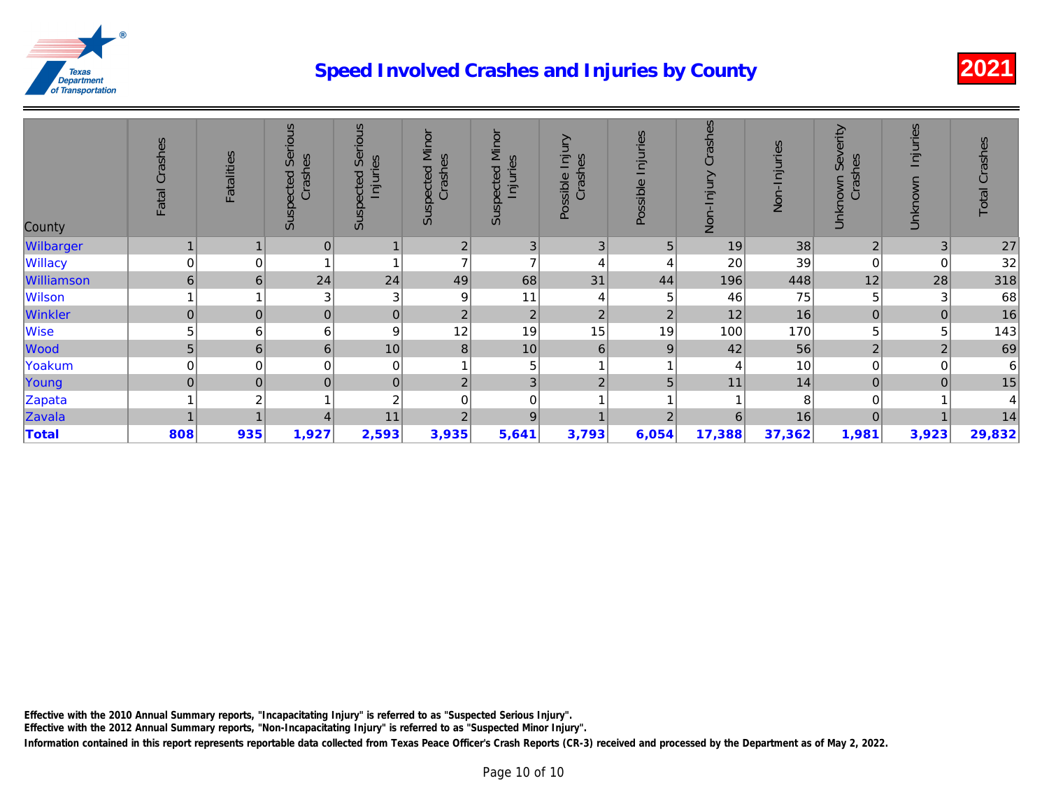# Speed Involved Crashes and Injuries by County

2021

| County | Fatal Crashes | Fatalities | Suspected Serious Crashes | Suspected Serious Injuries | Suspected Minor Crashes | Suspected Minor Injuries | Possible Injury Crashes | Possible Injuries | Non-Injury Crashes | Non-Injuries | Unknown Severity Crashes | Unknown Injuries | Total Crashes |
|---|---|---|---|---|---|---|---|---|---|---|---|---|---|
| Wilbarger | 1 | 1 | 0 | 1 | 2 | 3 | 3 | 5 | 19 | 38 | 2 | 3 | 27 |
| Willacy | 0 | 0 | 1 | 1 | 7 | 7 | 4 | 4 | 20 | 39 | 0 | 0 | 32 |
| Williamson | 6 | 6 | 24 | 24 | 49 | 68 | 31 | 44 | 196 | 448 | 12 | 28 | 318 |
| Wilson | 1 | 1 | 3 | 3 | 9 | 11 | 4 | 5 | 46 | 75 | 5 | 3 | 68 |
| Winkler | 0 | 0 | 0 | 0 | 2 | 2 | 2 | 2 | 12 | 16 | 0 | 0 | 16 |
| Wise | 5 | 6 | 6 | 9 | 12 | 19 | 15 | 19 | 100 | 170 | 5 | 5 | 143 |
| Wood | 5 | 6 | 6 | 10 | 8 | 10 | 6 | 9 | 42 | 56 | 2 | 2 | 69 |
| Yoakum | 0 | 0 | 0 | 0 | 1 | 5 | 1 | 1 | 4 | 10 | 0 | 0 | 6 |
| Young | 0 | 0 | 0 | 0 | 2 | 3 | 2 | 5 | 11 | 14 | 0 | 0 | 15 |
| Zapata | 1 | 2 | 1 | 2 | 0 | 0 | 1 | 1 | 1 | 8 | 0 | 1 | 4 |
| Zavala | 1 | 1 | 4 | 11 | 2 | 9 | 1 | 2 | 6 | 16 | 0 | 1 | 14 |
| **Total** | **808** | **935** | **1,927** | **2,593** | **3,935** | **5,641** | **3,793** | **6,054** | **17,388** | **37,362** | **1,981** | **3,923** | **29,832** |

**Effective with the 2010 Annual Summary reports, "Incapacitating Injury" is referred to as "Suspected Serious Injury".**
**Effective with the 2012 Annual Summary reports, "Non-Incapacitating Injury" is referred to as "Suspected Minor Injury".**
**Information contained in this report represents reportable data collected from Texas Peace Officer's Crash Reports (CR-3) received and processed by the Department as of May 2, 2022.**